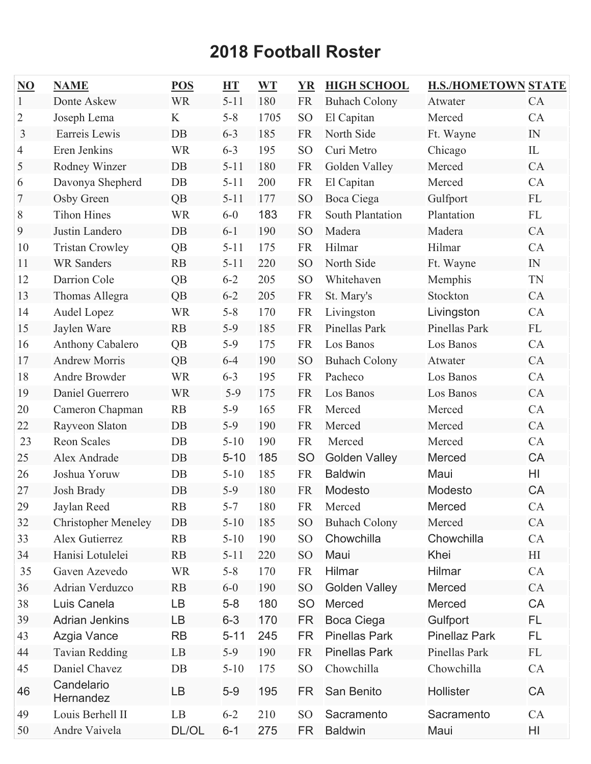# 2018 Football Roster

| NO | NAME | POS | HT | WT | YR | HIGH SCHOOL | H.S./HOMETOWN | STATE |
|---|---|---|---|---|---|---|---|---|
| 1 | Donte Askew | WR | 5-11 | 180 | FR | Buhach Colony | Atwater | CA |
| 2 | Joseph Lema | K | 5-8 | 1705 | SO | El Capitan | Merced | CA |
| 3 | Earreis Lewis | DB | 6-3 | 185 | FR | North Side | Ft. Wayne | IN |
| 4 | Eren Jenkins | WR | 6-3 | 195 | SO | Curi Metro | Chicago | IL |
| 5 | Rodney Winzer | DB | 5-11 | 180 | FR | Golden Valley | Merced | CA |
| 6 | Davonya Shepherd | DB | 5-11 | 200 | FR | El Capitan | Merced | CA |
| 7 | Osby Green | QB | 5-11 | 177 | SO | Boca Ciega | Gulfport | FL |
| 8 | Tihon Hines | WR | 6-0 | 183 | FR | South Plantation | Plantation | FL |
| 9 | Justin Landero | DB | 6-1 | 190 | SO | Madera | Madera | CA |
| 10 | Tristan Crowley | QB | 5-11 | 175 | FR | Hilmar | Hilmar | CA |
| 11 | WR Sanders | RB | 5-11 | 220 | SO | North Side | Ft. Wayne | IN |
| 12 | Darrion Cole | QB | 6-2 | 205 | SO | Whitehaven | Memphis | TN |
| 13 | Thomas Allegra | QB | 6-2 | 205 | FR | St. Mary's | Stockton | CA |
| 14 | Audel Lopez | WR | 5-8 | 170 | FR | Livingston | Livingston | CA |
| 15 | Jaylen Ware | RB | 5-9 | 185 | FR | Pinellas Park | Pinellas Park | FL |
| 16 | Anthony Cabalero | QB | 5-9 | 175 | FR | Los Banos | Los Banos | CA |
| 17 | Andrew Morris | QB | 6-4 | 190 | SO | Buhach Colony | Atwater | CA |
| 18 | Andre Browder | WR | 6-3 | 195 | FR | Pacheco | Los Banos | CA |
| 19 | Daniel Guerrero | WR | 5-9 | 175 | FR | Los Banos | Los Banos | CA |
| 20 | Cameron Chapman | RB | 5-9 | 165 | FR | Merced | Merced | CA |
| 22 | Rayveon Slaton | DB | 5-9 | 190 | FR | Merced | Merced | CA |
| 23 | Reon Scales | DB | 5-10 | 190 | FR | Merced | Merced | CA |
| 25 | Alex Andrade | DB | 5-10 | 185 | SO | Golden Valley | Merced | CA |
| 26 | Joshua Yoruw | DB | 5-10 | 185 | FR | Baldwin | Maui | HI |
| 27 | Josh Brady | DB | 5-9 | 180 | FR | Modesto | Modesto | CA |
| 29 | Jaylan Reed | RB | 5-7 | 180 | FR | Merced | Merced | CA |
| 32 | Christopher Meneley | DB | 5-10 | 185 | SO | Buhach Colony | Merced | CA |
| 33 | Alex Gutierrez | RB | 5-10 | 190 | SO | Chowchilla | Chowchilla | CA |
| 34 | Hanisi Lotulelei | RB | 5-11 | 220 | SO | Maui | Khei | HI |
| 35 | Gaven Azevedo | WR | 5-8 | 170 | FR | Hilmar | Hilmar | CA |
| 36 | Adrian Verduzco | RB | 6-0 | 190 | SO | Golden Valley | Merced | CA |
| 38 | Luis Canela | LB | 5-8 | 180 | SO | Merced | Merced | CA |
| 39 | Adrian Jenkins | LB | 6-3 | 170 | FR | Boca Ciega | Gulfport | FL |
| 43 | Azgia Vance | RB | 5-11 | 245 | FR | Pinellas Park | Pinellaz Park | FL |
| 44 | Tavian Redding | LB | 5-9 | 190 | FR | Pinellas Park | Pinellas Park | FL |
| 45 | Daniel Chavez | DB | 5-10 | 175 | SO | Chowchilla | Chowchilla | CA |
| 46 | Candelario Hernandez | LB | 5-9 | 195 | FR | San Benito | Hollister | CA |
| 49 | Louis Berhell II | LB | 6-2 | 210 | SO | Sacramento | Sacramento | CA |
| 50 | Andre Vaivela | DL/OL | 6-1 | 275 | FR | Baldwin | Maui | HI |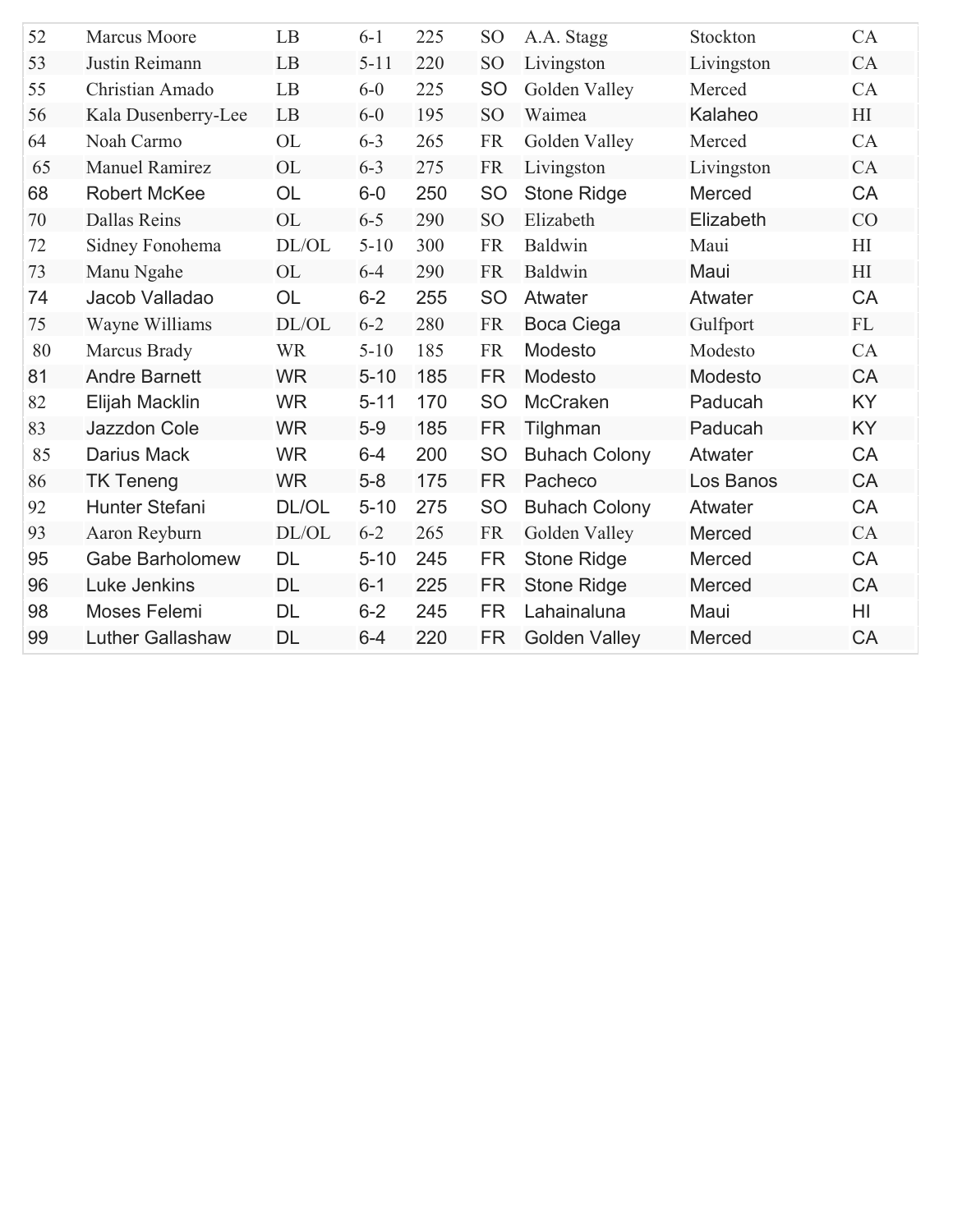| | | | | | | | | |
|---|---|---|---|---|---|---|---|---|
| 52 | Marcus Moore | LB | 6-1 | 225 | SO | A.A. Stagg | Stockton | CA |
| 53 | Justin Reimann | LB | 5-11 | 220 | SO | Livingston | Livingston | CA |
| 55 | Christian Amado | LB | 6-0 | 225 | SO | Golden Valley | Merced | CA |
| 56 | Kala Dusenberry-Lee | LB | 6-0 | 195 | SO | Waimea | Kalaheo | HI |
| 64 | Noah Carmo | OL | 6-3 | 265 | FR | Golden Valley | Merced | CA |
| 65 | Manuel Ramirez | OL | 6-3 | 275 | FR | Livingston | Livingston | CA |
| 68 | Robert McKee | OL | 6-0 | 250 | SO | Stone Ridge | Merced | CA |
| 70 | Dallas Reins | OL | 6-5 | 290 | SO | Elizabeth | Elizabeth | CO |
| 72 | Sidney Fonohema | DL/OL | 5-10 | 300 | FR | Baldwin | Maui | HI |
| 73 | Manu Ngahe | OL | 6-4 | 290 | FR | Baldwin | Maui | HI |
| 74 | Jacob Valladao | OL | 6-2 | 255 | SO | Atwater | Atwater | CA |
| 75 | Wayne Williams | DL/OL | 6-2 | 280 | FR | Boca Ciega | Gulfport | FL |
| 80 | Marcus Brady | WR | 5-10 | 185 | FR | Modesto | Modesto | CA |
| 81 | Andre Barnett | WR | 5-10 | 185 | FR | Modesto | Modesto | CA |
| 82 | Elijah Macklin | WR | 5-11 | 170 | SO | McCraken | Paducah | KY |
| 83 | Jazzdon Cole | WR | 5-9 | 185 | FR | Tilghman | Paducah | KY |
| 85 | Darius Mack | WR | 6-4 | 200 | SO | Buhach Colony | Atwater | CA |
| 86 | TK Teneng | WR | 5-8 | 175 | FR | Pacheco | Los Banos | CA |
| 92 | Hunter Stefani | DL/OL | 5-10 | 275 | SO | Buhach Colony | Atwater | CA |
| 93 | Aaron Reyburn | DL/OL | 6-2 | 265 | FR | Golden Valley | Merced | CA |
| 95 | Gabe Barholomew | DL | 5-10 | 245 | FR | Stone Ridge | Merced | CA |
| 96 | Luke Jenkins | DL | 6-1 | 225 | FR | Stone Ridge | Merced | CA |
| 98 | Moses Felemi | DL | 6-2 | 245 | FR | Lahainaluna | Maui | HI |
| 99 | Luther Gallashaw | DL | 6-4 | 220 | FR | Golden Valley | Merced | CA |